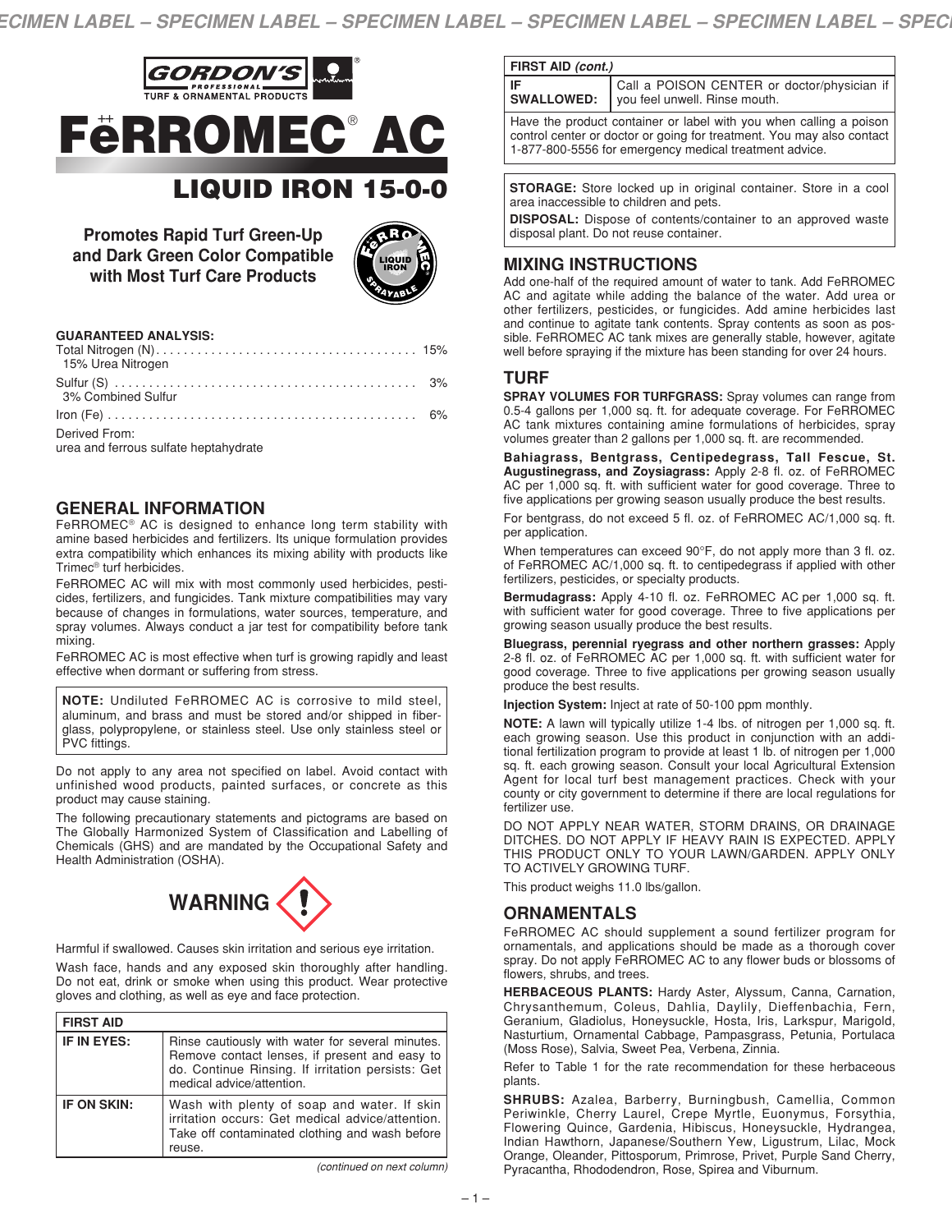GORDON'S PROFESSIONAL TURF & ORNAMENTAL PRODUCTS

# FeRROMEC® AC

## LIQUID IRON 15-0-0

**Promotes Rapid Turf Green-Up and Dark Green Color Compatible with Most Turf Care Products**

FeRROMEC LIQUID IRON SPRAYABLE

**GUARANTEED ANALYSIS:**

Total Nitrogen (N) ..................................... 15%
  15% Urea Nitrogen

Sulfur (S) ........................................... 3%
  3% Combined Sulfur

Iron (Fe) ............................................ 6%

Derived From:
urea and ferrous sulfate heptahydrate

## GENERAL INFORMATION

FeRROMEC® AC is designed to enhance long term stability with amine based herbicides and fertilizers. Its unique formulation provides extra compatibility which enhances its mixing ability with products like Trimec® turf herbicides.

FeRROMEC AC will mix with most commonly used herbicides, pesticides, fertilizers, and fungicides. Tank mixture compatibilities may vary because of changes in formulations, water sources, temperature, and spray volumes. Always conduct a jar test for compatibility before tank mixing.

FeRROMEC AC is most effective when turf is growing rapidly and least effective when dormant or suffering from stress.

**NOTE:** Undiluted FeRROMEC AC is corrosive to mild steel, aluminum, and brass and must be stored and/or shipped in fiberglass, polypropylene, or stainless steel. Use only stainless steel or PVC fittings.

Do not apply to any area not specified on label. Avoid contact with unfinished wood products, painted surfaces, or concrete as this product may cause staining.

The following precautionary statements and pictograms are based on The Globally Harmonized System of Classification and Labelling of Chemicals (GHS) and are mandated by the Occupational Safety and Health Administration (OSHA).

**WARNING**

Harmful if swallowed. Causes skin irritation and serious eye irritation.

Wash face, hands and any exposed skin thoroughly after handling. Do not eat, drink or smoke when using this product. Wear protective gloves and clothing, as well as eye and face protection.

| FIRST AID | |
|---|---|
| **IF IN EYES:** | Rinse cautiously with water for several minutes. Remove contact lenses, if present and easy to do. Continue Rinsing. If irritation persists: Get medical advice/attention. |
| **IF ON SKIN:** | Wash with plenty of soap and water. If skin irritation occurs: Get medical advice/attention. Take off contaminated clothing and wash before reuse. |
| **IF SWALLOWED:** | Call a POISON CENTER or doctor/physician if you feel unwell. Rinse mouth. |
| Have the product container or label with you when calling a poison control center or doctor or going for treatment. You may also contact 1-877-800-5556 for emergency medical treatment advice. | |

**STORAGE:** Store locked up in original container. Store in a cool area inaccessible to children and pets.

**DISPOSAL:** Dispose of contents/container to an approved waste disposal plant. Do not reuse container.

## MIXING INSTRUCTIONS

Add one-half of the required amount of water to tank. Add FeRROMEC AC and agitate while adding the balance of the water. Add urea or other fertilizers, pesticides, or fungicides. Add amine herbicides last and continue to agitate tank contents. Spray contents as soon as possible. FeRROMEC AC tank mixes are generally stable, however, agitate well before spraying if the mixture has been standing for over 24 hours.

## TURF

**SPRAY VOLUMES FOR TURFGRASS:** Spray volumes can range from 0.5-4 gallons per 1,000 sq. ft. for adequate coverage. For FeRROMEC AC tank mixtures containing amine formulations of herbicides, spray volumes greater than 2 gallons per 1,000 sq. ft. are recommended.

**Bahiagrass, Bentgrass, Centipedegrass, Tall Fescue, St. Augustinegrass, and Zoysiagrass:** Apply 2-8 fl. oz. of FeRROMEC AC per 1,000 sq. ft. with sufficient water for good coverage. Three to five applications per growing season usually produce the best results.

For bentgrass, do not exceed 5 fl. oz. of FeRROMEC AC/1,000 sq. ft. per application.

When temperatures can exceed 90°F, do not apply more than 3 fl. oz. of FeRROMEC AC/1,000 sq. ft. to centipedegrass if applied with other fertilizers, pesticides, or specialty products.

**Bermudagrass:** Apply 4-10 fl. oz. FeRROMEC AC per 1,000 sq. ft. with sufficient water for good coverage. Three to five applications per growing season usually produce the best results.

**Bluegrass, perennial ryegrass and other northern grasses:** Apply 2-8 fl. oz. of FeRROMEC AC per 1,000 sq. ft. with sufficient water for good coverage. Three to five applications per growing season usually produce the best results.

**Injection System:** Inject at rate of 50-100 ppm monthly.

**NOTE:** A lawn will typically utilize 1-4 lbs. of nitrogen per 1,000 sq. ft. each growing season. Use this product in conjunction with an additional fertilization program to provide at least 1 lb. of nitrogen per 1,000 sq. ft. each growing season. Consult your local Agricultural Extension Agent for local turf best management practices. Check with your county or city government to determine if there are local regulations for fertilizer use.

DO NOT APPLY NEAR WATER, STORM DRAINS, OR DRAINAGE DITCHES. DO NOT APPLY IF HEAVY RAIN IS EXPECTED. APPLY THIS PRODUCT ONLY TO YOUR LAWN/GARDEN. APPLY ONLY TO ACTIVELY GROWING TURF.

This product weighs 11.0 lbs/gallon.

## ORNAMENTALS

FeRROMEC AC should supplement a sound fertilizer program for ornamentals, and applications should be made as a thorough cover spray. Do not apply FeRROMEC AC to any flower buds or blossoms of flowers, shrubs, and trees.

**HERBACEOUS PLANTS:** Hardy Aster, Alyssum, Canna, Carnation, Chrysanthemum, Coleus, Dahlia, Daylily, Dieffenbachia, Fern, Geranium, Gladiolus, Honeysuckle, Hosta, Iris, Larkspur, Marigold, Nasturtium, Ornamental Cabbage, Pampasgrass, Petunia, Portulaca (Moss Rose), Salvia, Sweet Pea, Verbena, Zinnia.

Refer to Table 1 for the rate recommendation for these herbaceous plants.

**SHRUBS:** Azalea, Barberry, Burningbush, Camellia, Common Periwinkle, Cherry Laurel, Crepe Myrtle, Euonymus, Forsythia, Flowering Quince, Gardenia, Hibiscus, Honeysuckle, Hydrangea, Indian Hawthorn, Japanese/Southern Yew, Ligustrum, Lilac, Mock Orange, Oleander, Pittosporum, Primrose, Privet, Purple Sand Cherry, Pyracantha, Rhododendron, Rose, Spirea and Viburnum.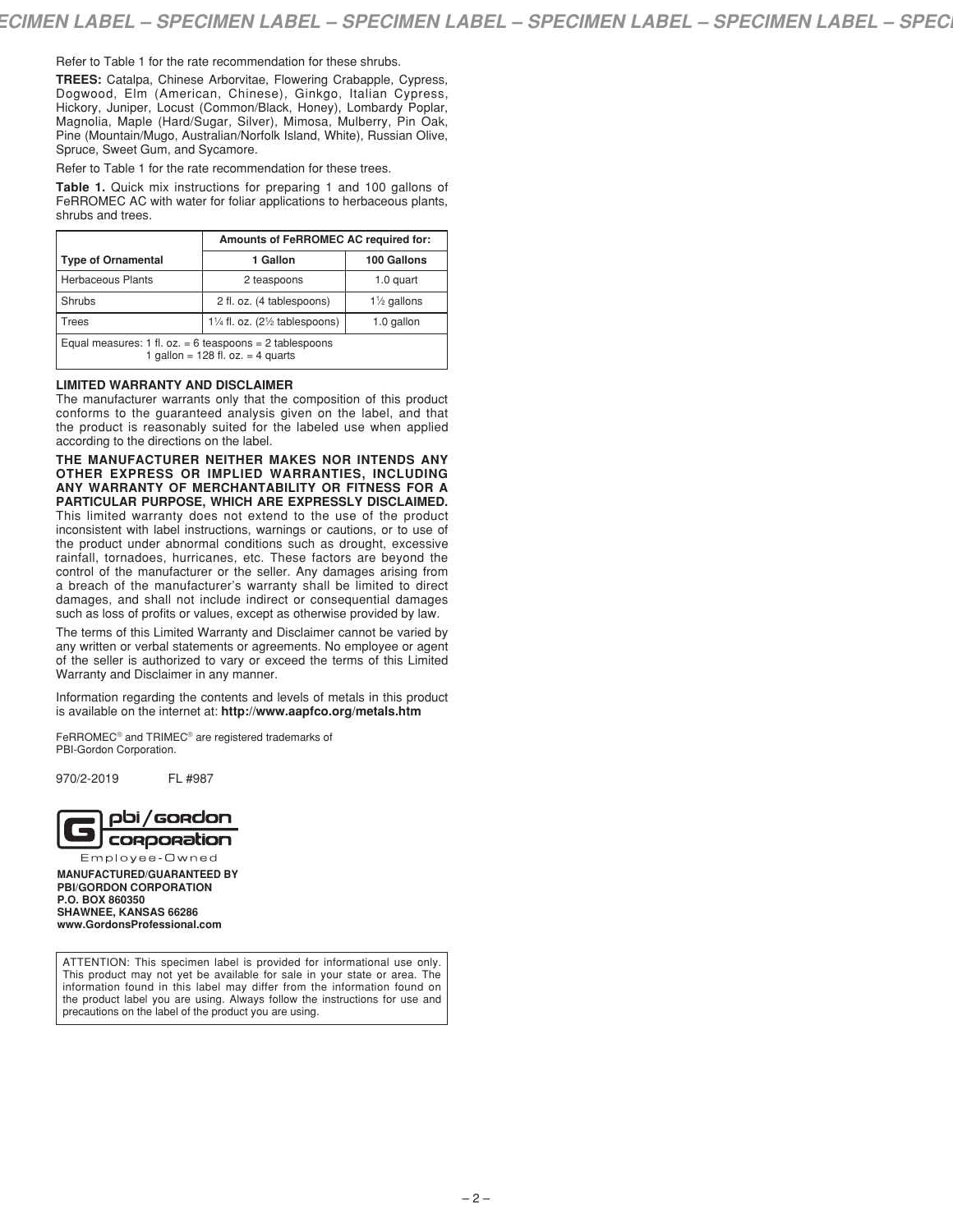Refer to Table 1 for the rate recommendation for these shrubs.

**TREES:** Catalpa, Chinese Arborvitae, Flowering Crabapple, Cypress, Dogwood, Elm (American, Chinese), Ginkgo, Italian Cypress, Hickory, Juniper, Locust (Common/Black, Honey), Lombardy Poplar, Magnolia, Maple (Hard/Sugar, Silver), Mimosa, Mulberry, Pin Oak, Pine (Mountain/Mugo, Australian/Norfolk Island, White), Russian Olive, Spruce, Sweet Gum, and Sycamore.

Refer to Table 1 for the rate recommendation for these trees.

**Table 1.** Quick mix instructions for preparing 1 and 100 gallons of FeRROMEC AC with water for foliar applications to herbaceous plants, shrubs and trees.

| | Amounts of FeRROMEC AC required for: | |
|---|---|---|
| **Type of Ornamental** | **1 Gallon** | **100 Gallons** |
| Herbaceous Plants | 2 teaspoons | 1.0 quart |
| Shrubs | 2 fl. oz. (4 tablespoons) | 1½ gallons |
| Trees | 1¼ fl. oz. (2½ tablespoons) | 1.0 gallon |
| Equal measures: 1 fl. oz. = 6 teaspoons = 2 tablespoons; 1 gallon = 128 fl. oz. = 4 quarts | | |

**LIMITED WARRANTY AND DISCLAIMER**

The manufacturer warrants only that the composition of this product conforms to the guaranteed analysis given on the label, and that the product is reasonably suited for the labeled use when applied according to the directions on the label.

**THE MANUFACTURER NEITHER MAKES NOR INTENDS ANY OTHER EXPRESS OR IMPLIED WARRANTIES, INCLUDING ANY WARRANTY OF MERCHANTABILITY OR FITNESS FOR A PARTICULAR PURPOSE, WHICH ARE EXPRESSLY DISCLAIMED.** This limited warranty does not extend to the use of the product inconsistent with label instructions, warnings or cautions, or to use of the product under abnormal conditions such as drought, excessive rainfall, tornadoes, hurricanes, etc. These factors are beyond the control of the manufacturer or the seller. Any damages arising from a breach of the manufacturer's warranty shall be limited to direct damages, and shall not include indirect or consequential damages such as loss of profits or values, except as otherwise provided by law.

The terms of this Limited Warranty and Disclaimer cannot be varied by any written or verbal statements or agreements. No employee or agent of the seller is authorized to vary or exceed the terms of this Limited Warranty and Disclaimer in any manner.

Information regarding the contents and levels of metals in this product is available on the internet at: **http://www.aapfco.org/metals.htm**

FeRROMEC® and TRIMEC® are registered trademarks of PBI-Gordon Corporation.

970/2-2019 FL #987

pbi/GORDON CORPORATION

Employee-Owned

**MANUFACTURED/GUARANTEED BY**
**PBI/GORDON CORPORATION**
**P.O. BOX 860350**
**SHAWNEE, KANSAS 66286**
**www.GordonsProfessional.com**

ATTENTION: This specimen label is provided for informational use only. This product may not yet be available for sale in your state or area. The information found in this label may differ from the information found on the product label you are using. Always follow the instructions for use and precautions on the label of the product you are using.